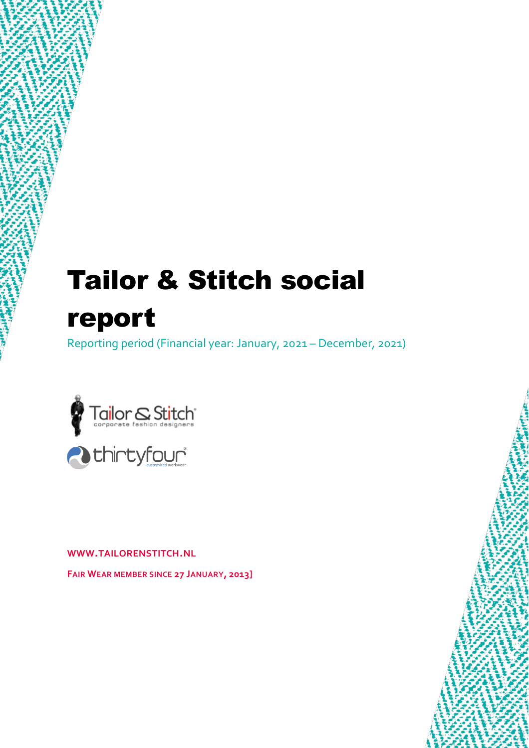# Tailor & Stitch social report

Reporting period (Financial year: January, 2021 – December, 2021)

WWW.TAILORENSTITCH.NL

FAIR WEAR MEMBER SINCE 27 JANUARY, 2013]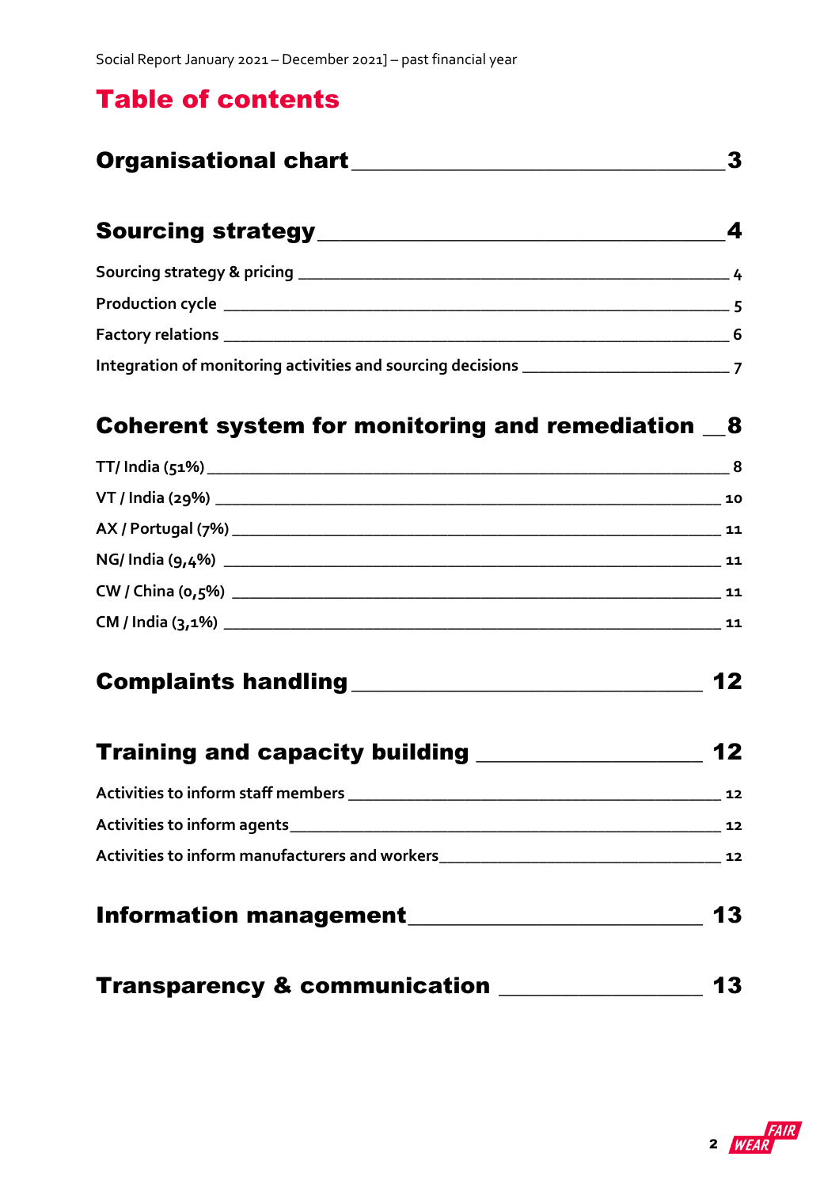# Table of contents

**Organisational chart** — 3

**Sourcing strategy** — 4

- Sourcing strategy & pricing — 4
- Production cycle — 5
- Factory relations — 6
- Integration of monitoring activities and sourcing decisions — 7

**Coherent system for monitoring and remediation** — 8

- TT/ India (51%) — 8
- VT / India (29%) — 10
- AX / Portugal (7%) — 11
- NG/ India (9,4%) — 11
- CW / China (0,5%) — 11
- CM / India (3,1%) — 11

**Complaints handling** — 12

**Training and capacity building** — 12

- Activities to inform staff members — 12
- Activities to inform agents — 12
- Activities to inform manufacturers and workers — 12

**Information management** — 13

**Transparency & communication** — 13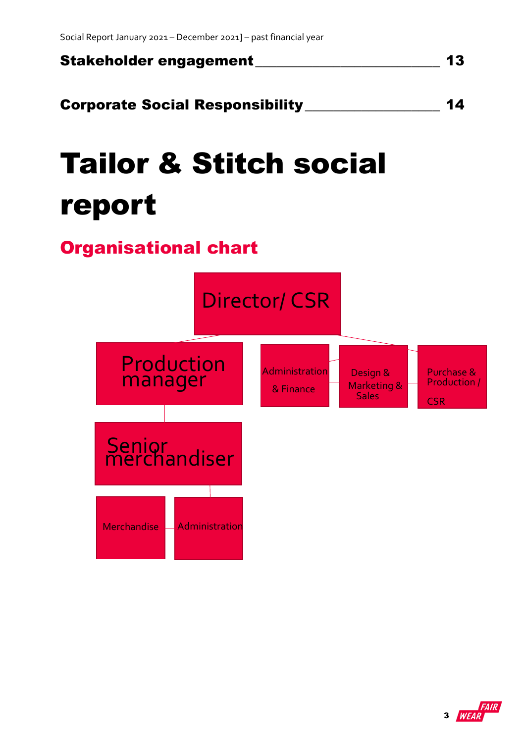| | |
|---|---|
| **Stakeholder engagement** | **13** |
| **Corporate Social Responsibility** | **14** |

# Tailor & Stitch social report

## Organisational chart

- Director/ CSR
  - Production manager
    - Senior merchandiser
      - Merchandise
      - Administration
  - Administration & Finance
  - Design & Marketing & Sales
  - Purchase & Production / CSR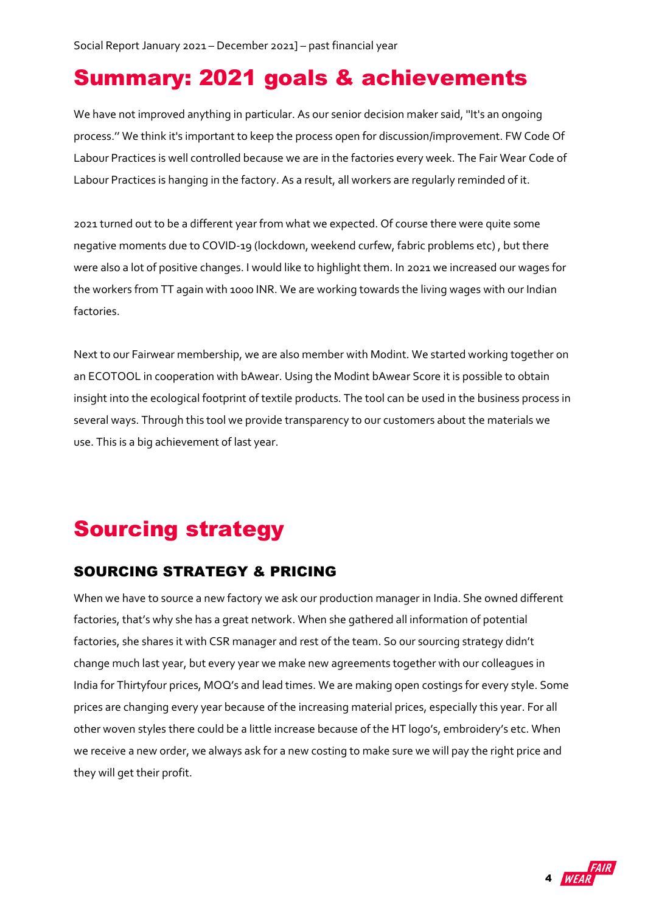# Summary: 2021 goals & achievements

We have not improved anything in particular. As our senior decision maker said, ''It's an ongoing process.'' We think it's important to keep the process open for discussion/improvement. FW Code Of Labour Practices is well controlled because we are in the factories every week. The Fair Wear Code of Labour Practices is hanging in the factory. As a result, all workers are regularly reminded of it.

2021 turned out to be a different year from what we expected. Of course there were quite some negative moments due to COVID-19 (lockdown, weekend curfew, fabric problems etc) , but there were also a lot of positive changes. I would like to highlight them. In 2021 we increased our wages for the workers from TT again with 1000 INR. We are working towards the living wages with our Indian factories.

Next to our Fairwear membership, we are also member with Modint. We started working together on an ECOTOOL in cooperation with bAwear. Using the Modint bAwear Score it is possible to obtain insight into the ecological footprint of textile products. The tool can be used in the business process in several ways. Through this tool we provide transparency to our customers about the materials we use. This is a big achievement of last year.

# Sourcing strategy

## SOURCING STRATEGY & PRICING

When we have to source a new factory we ask our production manager in India. She owned different factories, that's why she has a great network. When she gathered all information of potential factories, she shares it with CSR manager and rest of the team. So our sourcing strategy didn't change much last year, but every year we make new agreements together with our colleagues in India for Thirtyfour prices, MOQ's and lead times. We are making open costings for every style. Some prices are changing every year because of the increasing material prices, especially this year. For all other woven styles there could be a little increase because of the HT logo's, embroidery's etc. When we receive a new order, we always ask for a new costing to make sure we will pay the right price and they will get their profit.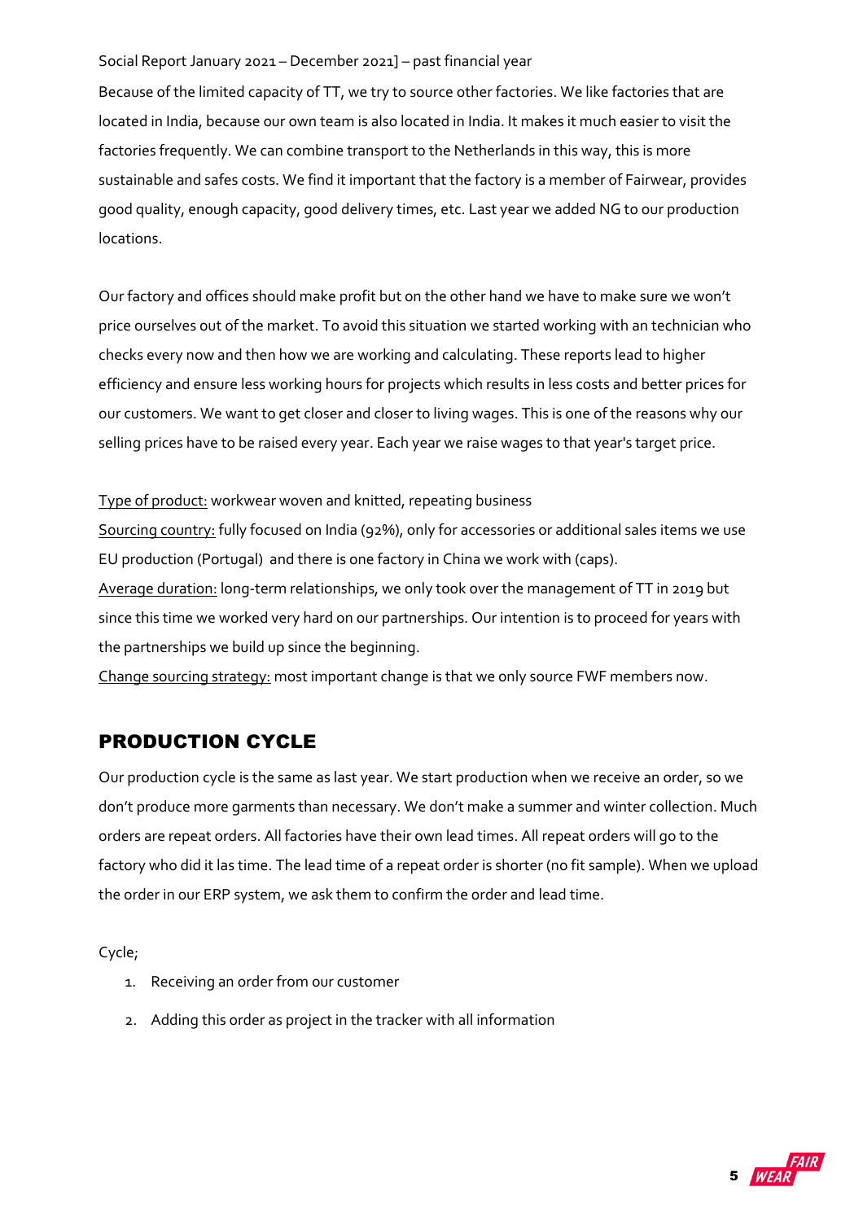Social Report January 2021 – December 2021] – past financial year

Because of the limited capacity of TT, we try to source other factories. We like factories that are located in India, because our own team is also located in India. It makes it much easier to visit the factories frequently. We can combine transport to the Netherlands in this way, this is more sustainable and safes costs. We find it important that the factory is a member of Fairwear, provides good quality, enough capacity, good delivery times, etc. Last year we added NG to our production locations.

Our factory and offices should make profit but on the other hand we have to make sure we won't price ourselves out of the market. To avoid this situation we started working with an technician who checks every now and then how we are working and calculating. These reports lead to higher efficiency and ensure less working hours for projects which results in less costs and better prices for our customers. We want to get closer and closer to living wages. This is one of the reasons why our selling prices have to be raised every year. Each year we raise wages to that year's target price.

Type of product: workwear woven and knitted, repeating business

Sourcing country: fully focused on India (92%), only for accessories or additional sales items we use EU production (Portugal) and there is one factory in China we work with (caps).

Average duration: long-term relationships, we only took over the management of TT in 2019 but since this time we worked very hard on our partnerships. Our intention is to proceed for years with the partnerships we build up since the beginning.

Change sourcing strategy: most important change is that we only source FWF members now.

## PRODUCTION CYCLE

Our production cycle is the same as last year. We start production when we receive an order, so we don't produce more garments than necessary. We don't make a summer and winter collection. Much orders are repeat orders. All factories have their own lead times. All repeat orders will go to the factory who did it las time. The lead time of a repeat order is shorter (no fit sample). When we upload the order in our ERP system, we ask them to confirm the order and lead time.

Cycle;

1. Receiving an order from our customer
2. Adding this order as project in the tracker with all information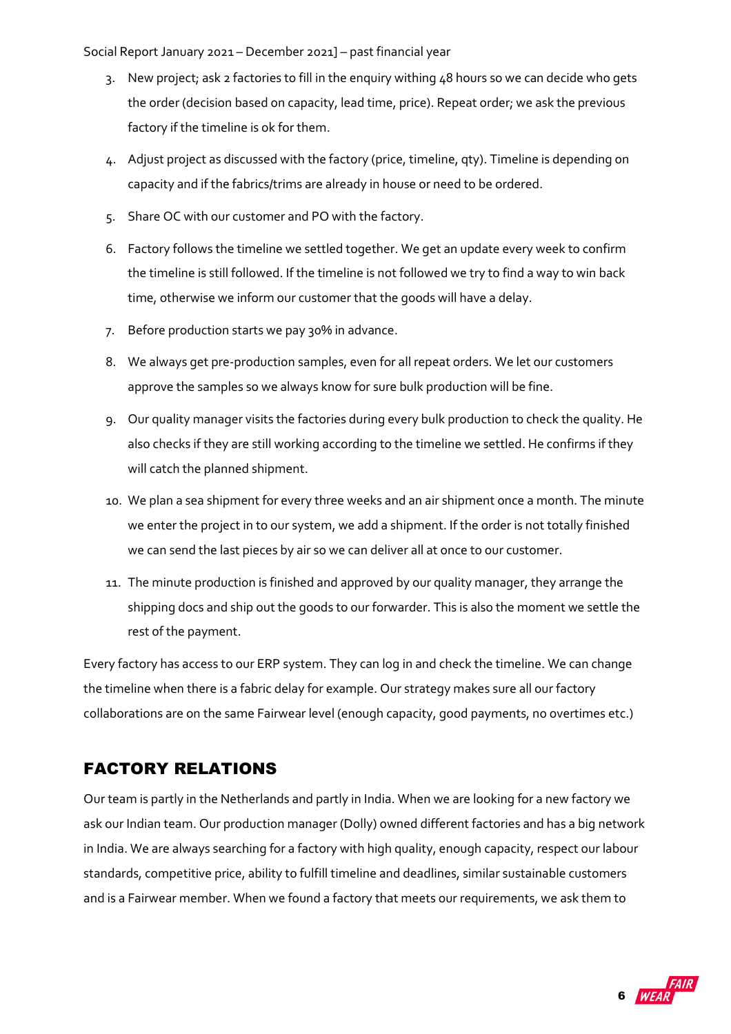3. New project; ask 2 factories to fill in the enquiry withing 48 hours so we can decide who gets the order (decision based on capacity, lead time, price). Repeat order; we ask the previous factory if the timeline is ok for them.
4. Adjust project as discussed with the factory (price, timeline, qty). Timeline is depending on capacity and if the fabrics/trims are already in house or need to be ordered.
5. Share OC with our customer and PO with the factory.
6. Factory follows the timeline we settled together. We get an update every week to confirm the timeline is still followed. If the timeline is not followed we try to find a way to win back time, otherwise we inform our customer that the goods will have a delay.
7. Before production starts we pay 30% in advance.
8. We always get pre-production samples, even for all repeat orders. We let our customers approve the samples so we always know for sure bulk production will be fine.
9. Our quality manager visits the factories during every bulk production to check the quality. He also checks if they are still working according to the timeline we settled. He confirms if they will catch the planned shipment.
10. We plan a sea shipment for every three weeks and an air shipment once a month. The minute we enter the project in to our system, we add a shipment. If the order is not totally finished we can send the last pieces by air so we can deliver all at once to our customer.
11. The minute production is finished and approved by our quality manager, they arrange the shipping docs and ship out the goods to our forwarder. This is also the moment we settle the rest of the payment.

Every factory has access to our ERP system. They can log in and check the timeline. We can change the timeline when there is a fabric delay for example. Our strategy makes sure all our factory collaborations are on the same Fairwear level (enough capacity, good payments, no overtimes etc.)

## FACTORY RELATIONS

Our team is partly in the Netherlands and partly in India. When we are looking for a new factory we ask our Indian team. Our production manager (Dolly) owned different factories and has a big network in India. We are always searching for a factory with high quality, enough capacity, respect our labour standards, competitive price, ability to fulfill timeline and deadlines, similar sustainable customers and is a Fairwear member. When we found a factory that meets our requirements, we ask them to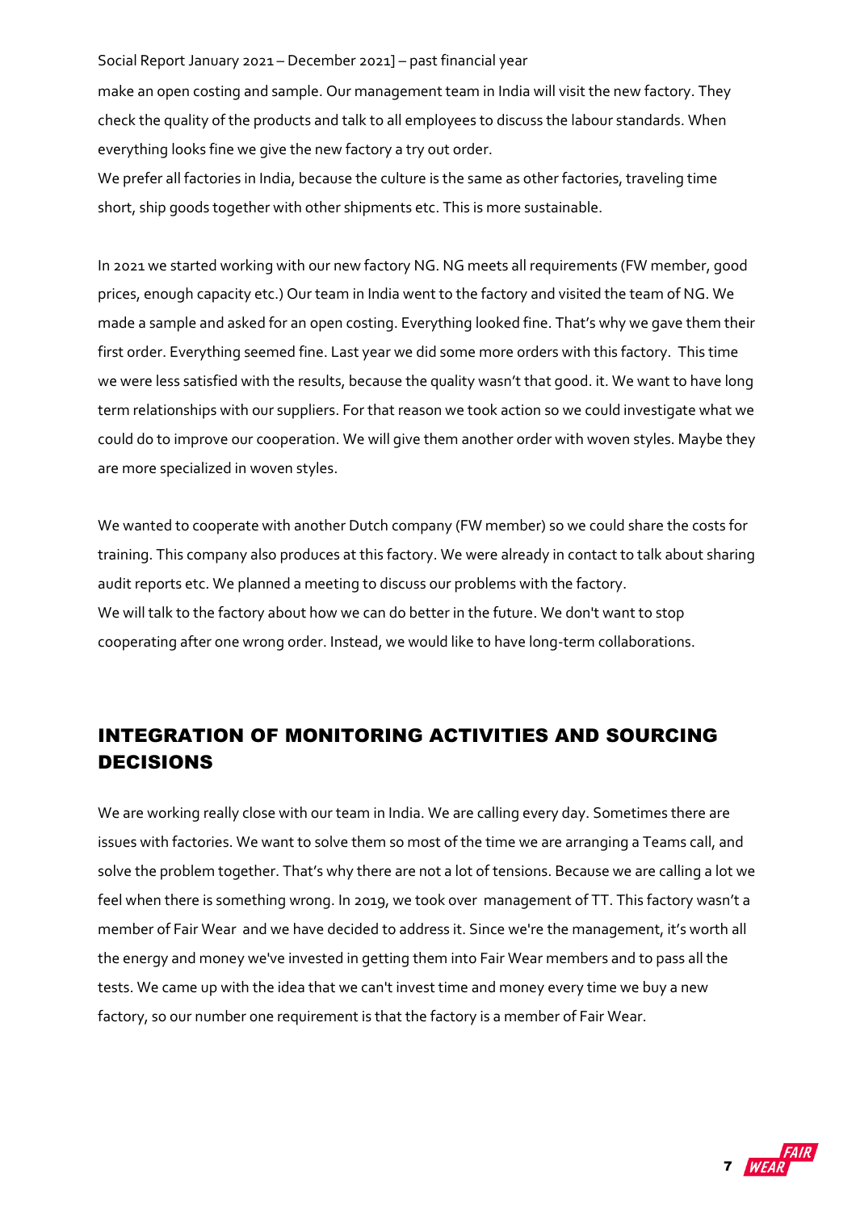make an open costing and sample. Our management team in India will visit the new factory. They check the quality of the products and talk to all employees to discuss the labour standards. When everything looks fine we give the new factory a try out order.
We prefer all factories in India, because the culture is the same as other factories, traveling time short, ship goods together with other shipments etc. This is more sustainable.

In 2021 we started working with our new factory NG. NG meets all requirements (FW member, good prices, enough capacity etc.) Our team in India went to the factory and visited the team of NG. We made a sample and asked for an open costing. Everything looked fine. That's why we gave them their first order. Everything seemed fine. Last year we did some more orders with this factory. This time we were less satisfied with the results, because the quality wasn't that good. it. We want to have long term relationships with our suppliers. For that reason we took action so we could investigate what we could do to improve our cooperation. We will give them another order with woven styles. Maybe they are more specialized in woven styles.

We wanted to cooperate with another Dutch company (FW member) so we could share the costs for training. This company also produces at this factory. We were already in contact to talk about sharing audit reports etc. We planned a meeting to discuss our problems with the factory.
We will talk to the factory about how we can do better in the future. We don't want to stop cooperating after one wrong order. Instead, we would like to have long-term collaborations.

## INTEGRATION OF MONITORING ACTIVITIES AND SOURCING DECISIONS

We are working really close with our team in India. We are calling every day. Sometimes there are issues with factories. We want to solve them so most of the time we are arranging a Teams call, and solve the problem together. That's why there are not a lot of tensions. Because we are calling a lot we feel when there is something wrong. In 2019, we took over management of TT. This factory wasn't a member of Fair Wear and we have decided to address it. Since we're the management, it's worth all the energy and money we've invested in getting them into Fair Wear members and to pass all the tests. We came up with the idea that we can't invest time and money every time we buy a new factory, so our number one requirement is that the factory is a member of Fair Wear.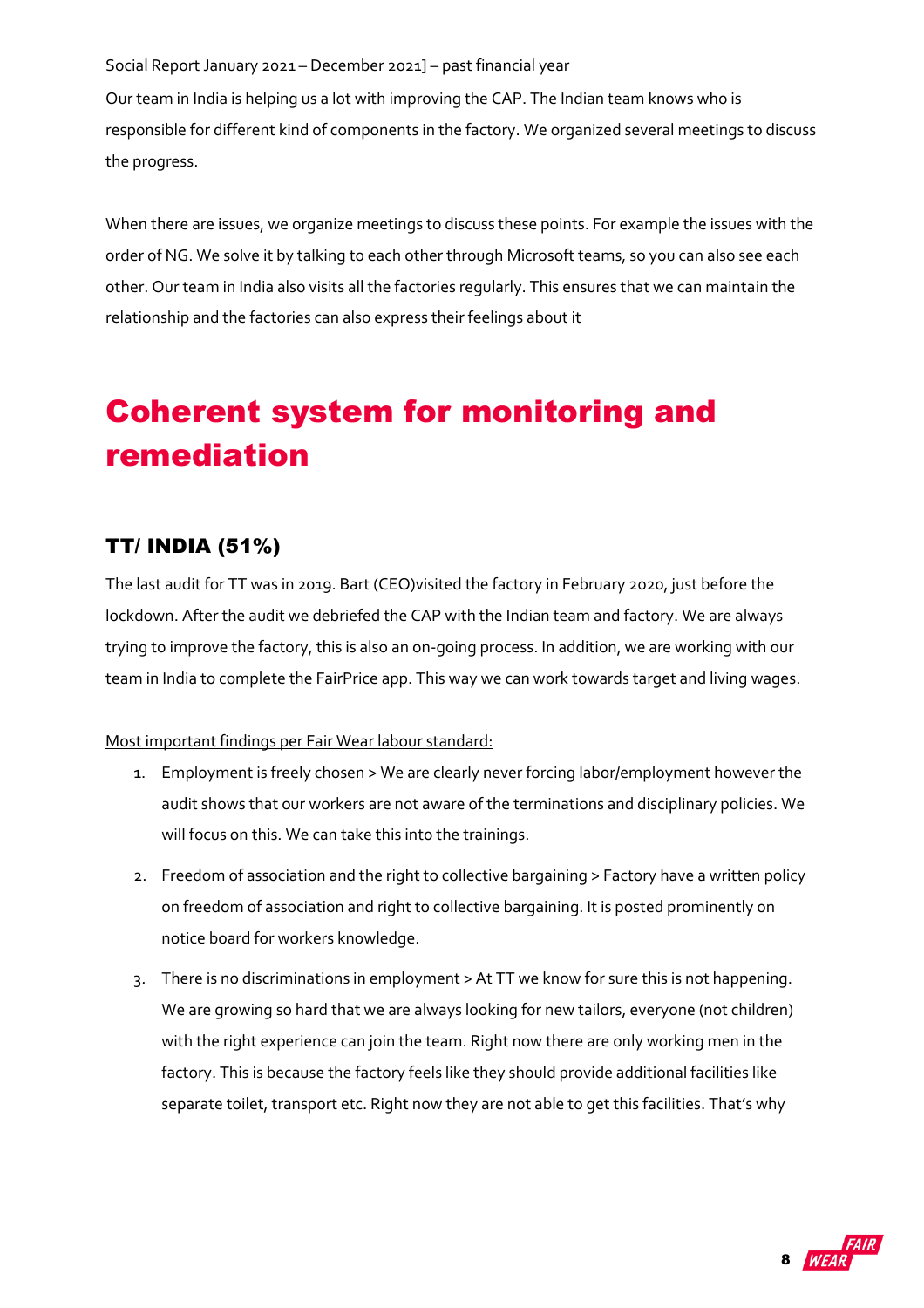Social Report January 2021 – December 2021] – past financial year

Our team in India is helping us a lot with improving the CAP. The Indian team knows who is responsible for different kind of components in the factory. We organized several meetings to discuss the progress.

When there are issues, we organize meetings to discuss these points. For example the issues with the order of NG. We solve it by talking to each other through Microsoft teams, so you can also see each other. Our team in India also visits all the factories regularly. This ensures that we can maintain the relationship and the factories can also express their feelings about it

# Coherent system for monitoring and remediation

## TT/ INDIA (51%)

The last audit for TT was in 2019. Bart (CEO)visited the factory in February 2020, just before the lockdown. After the audit we debriefed the CAP with the Indian team and factory. We are always trying to improve the factory, this is also an on-going process. In addition, we are working with our team in India to complete the FairPrice app. This way we can work towards target and living wages.

Most important findings per Fair Wear labour standard:

1. Employment is freely chosen > We are clearly never forcing labor/employment however the audit shows that our workers are not aware of the terminations and disciplinary policies. We will focus on this. We can take this into the trainings.
2. Freedom of association and the right to collective bargaining > Factory have a written policy on freedom of association and right to collective bargaining. It is posted prominently on notice board for workers knowledge.
3. There is no discriminations in employment > At TT we know for sure this is not happening. We are growing so hard that we are always looking for new tailors, everyone (not children) with the right experience can join the team. Right now there are only working men in the factory. This is because the factory feels like they should provide additional facilities like separate toilet, transport etc. Right now they are not able to get this facilities. That's why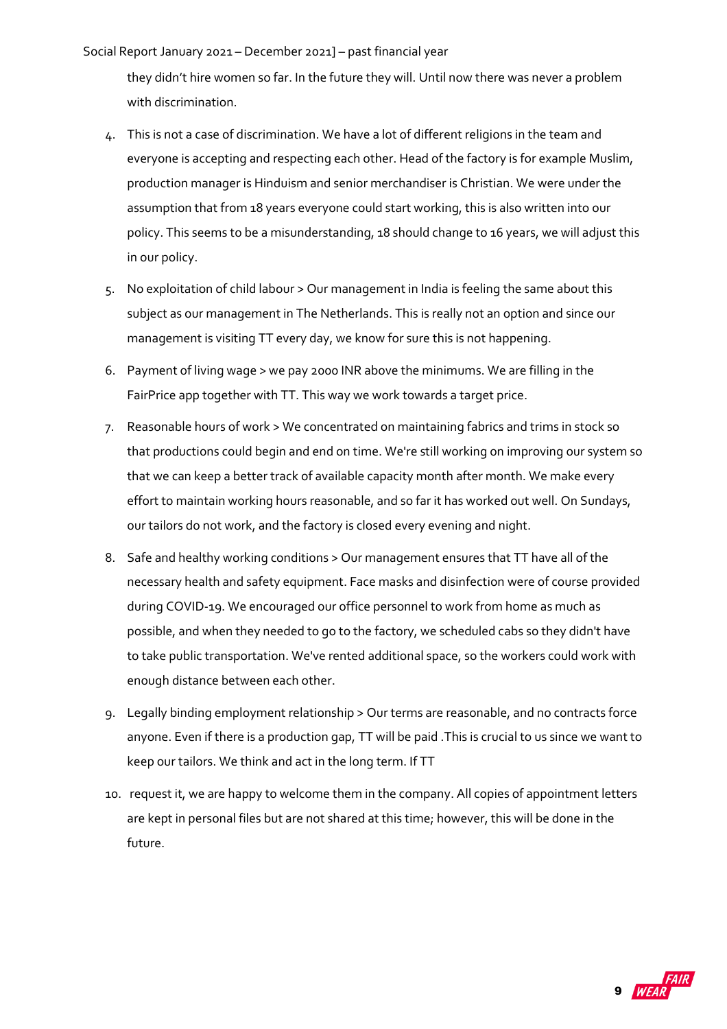they didn't hire women so far. In the future they will. Until now there was never a problem with discrimination.

4. This is not a case of discrimination. We have a lot of different religions in the team and everyone is accepting and respecting each other. Head of the factory is for example Muslim, production manager is Hinduism and senior merchandiser is Christian. We were under the assumption that from 18 years everyone could start working, this is also written into our policy. This seems to be a misunderstanding, 18 should change to 16 years, we will adjust this in our policy.
5. No exploitation of child labour > Our management in India is feeling the same about this subject as our management in The Netherlands. This is really not an option and since our management is visiting TT every day, we know for sure this is not happening.
6. Payment of living wage > we pay 2000 INR above the minimums. We are filling in the FairPrice app together with TT. This way we work towards a target price.
7. Reasonable hours of work > We concentrated on maintaining fabrics and trims in stock so that productions could begin and end on time. We're still working on improving our system so that we can keep a better track of available capacity month after month. We make every effort to maintain working hours reasonable, and so far it has worked out well. On Sundays, our tailors do not work, and the factory is closed every evening and night.
8. Safe and healthy working conditions > Our management ensures that TT have all of the necessary health and safety equipment. Face masks and disinfection were of course provided during COVID-19. We encouraged our office personnel to work from home as much as possible, and when they needed to go to the factory, we scheduled cabs so they didn't have to take public transportation. We've rented additional space, so the workers could work with enough distance between each other.
9. Legally binding employment relationship > Our terms are reasonable, and no contracts force anyone. Even if there is a production gap, TT will be paid .This is crucial to us since we want to keep our tailors. We think and act in the long term. If TT
10. request it, we are happy to welcome them in the company. All copies of appointment letters are kept in personal files but are not shared at this time; however, this will be done in the future.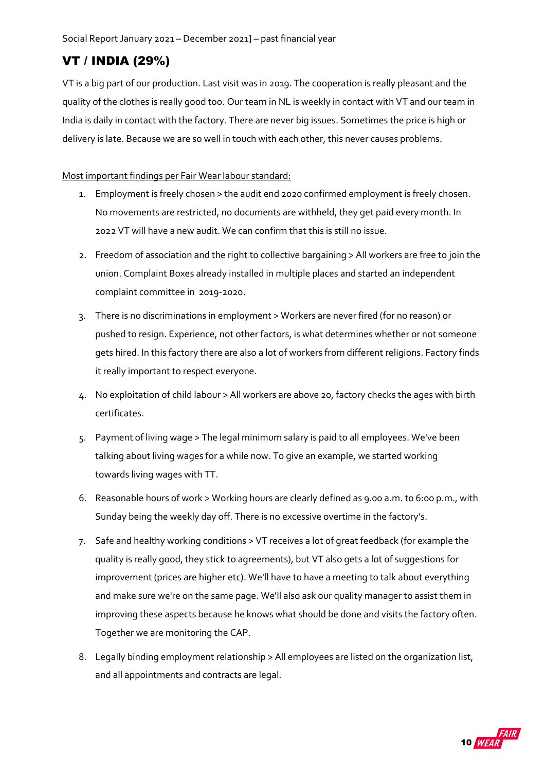## VT / INDIA (29%)

VT is a big part of our production. Last visit was in 2019. The cooperation is really pleasant and the quality of the clothes is really good too. Our team in NL is weekly in contact with VT and our team in India is daily in contact with the factory. There are never big issues. Sometimes the price is high or delivery is late. Because we are so well in touch with each other, this never causes problems.

<u>Most important findings per Fair Wear labour standard:</u>

1. Employment is freely chosen > the audit end 2020 confirmed employment is freely chosen. No movements are restricted, no documents are withheld, they get paid every month. In 2022 VT will have a new audit. We can confirm that this is still no issue.
2. Freedom of association and the right to collective bargaining > All workers are free to join the union. Complaint Boxes already installed in multiple places and started an independent complaint committee in 2019-2020.
3. There is no discriminations in employment > Workers are never fired (for no reason) or pushed to resign. Experience, not other factors, is what determines whether or not someone gets hired. In this factory there are also a lot of workers from different religions. Factory finds it really important to respect everyone.
4. No exploitation of child labour > All workers are above 20, factory checks the ages with birth certificates.
5. Payment of living wage > The legal minimum salary is paid to all employees. We've been talking about living wages for a while now. To give an example, we started working towards living wages with TT.
6. Reasonable hours of work > Working hours are clearly defined as 9.00 a.m. to 6:00 p.m., with Sunday being the weekly day off. There is no excessive overtime in the factory's.
7. Safe and healthy working conditions > VT receives a lot of great feedback (for example the quality is really good, they stick to agreements), but VT also gets a lot of suggestions for improvement (prices are higher etc). We'll have to have a meeting to talk about everything and make sure we're on the same page. We'll also ask our quality manager to assist them in improving these aspects because he knows what should be done and visits the factory often. Together we are monitoring the CAP.
8. Legally binding employment relationship > All employees are listed on the organization list, and all appointments and contracts are legal.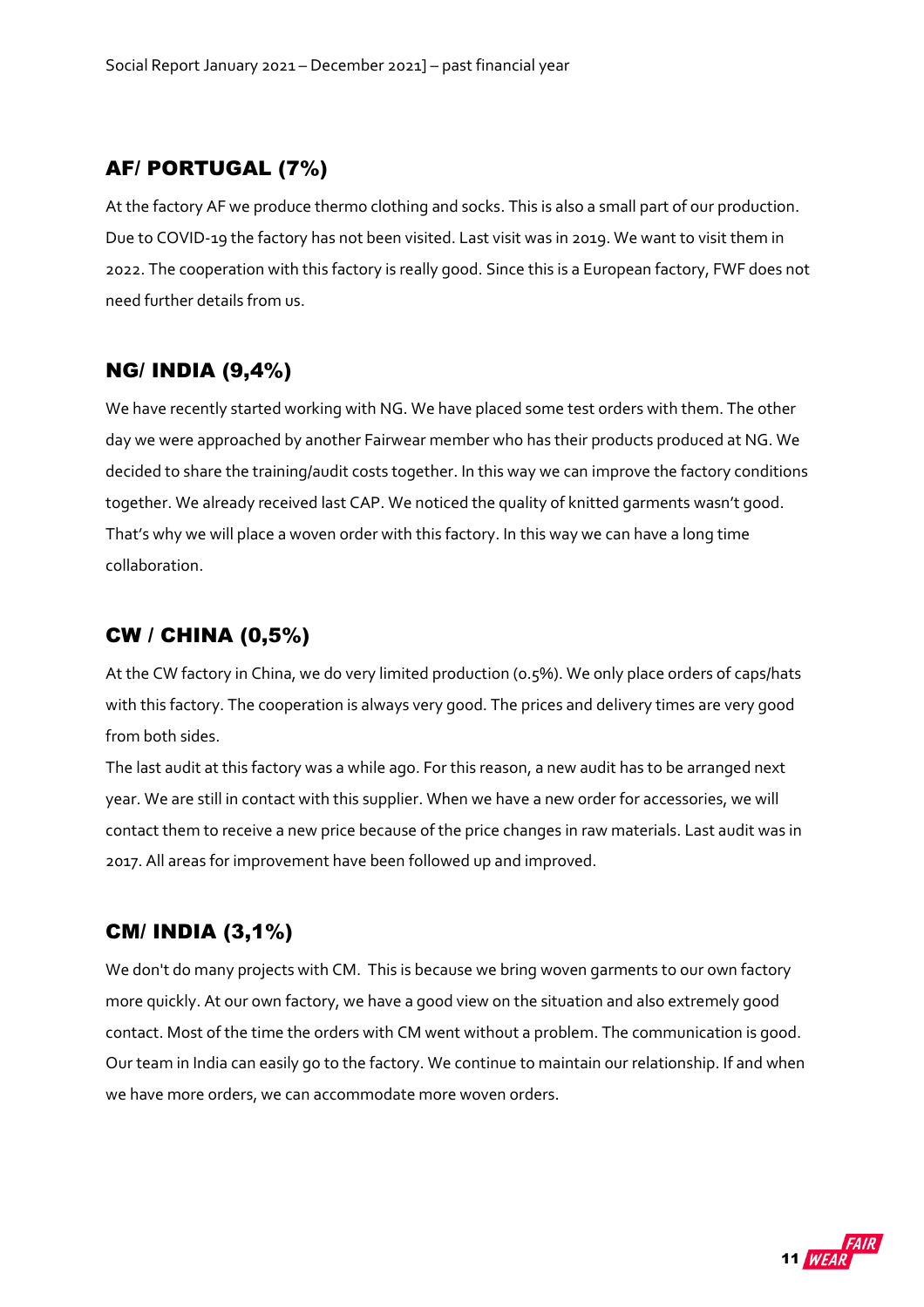## AF/ PORTUGAL (7%)

At the factory AF we produce thermo clothing and socks. This is also a small part of our production. Due to COVID-19 the factory has not been visited. Last visit was in 2019. We want to visit them in 2022. The cooperation with this factory is really good. Since this is a European factory, FWF does not need further details from us.

## NG/ INDIA (9,4%)

We have recently started working with NG. We have placed some test orders with them. The other day we were approached by another Fairwear member who has their products produced at NG. We decided to share the training/audit costs together. In this way we can improve the factory conditions together. We already received last CAP. We noticed the quality of knitted garments wasn't good. That's why we will place a woven order with this factory. In this way we can have a long time collaboration.

## CW / CHINA (0,5%)

At the CW factory in China, we do very limited production (0.5%). We only place orders of caps/hats with this factory. The cooperation is always very good. The prices and delivery times are very good from both sides.

The last audit at this factory was a while ago. For this reason, a new audit has to be arranged next year. We are still in contact with this supplier. When we have a new order for accessories, we will contact them to receive a new price because of the price changes in raw materials. Last audit was in 2017. All areas for improvement have been followed up and improved.

## CM/ INDIA (3,1%)

We don't do many projects with CM. This is because we bring woven garments to our own factory more quickly. At our own factory, we have a good view on the situation and also extremely good contact. Most of the time the orders with CM went without a problem. The communication is good. Our team in India can easily go to the factory. We continue to maintain our relationship. If and when we have more orders, we can accommodate more woven orders.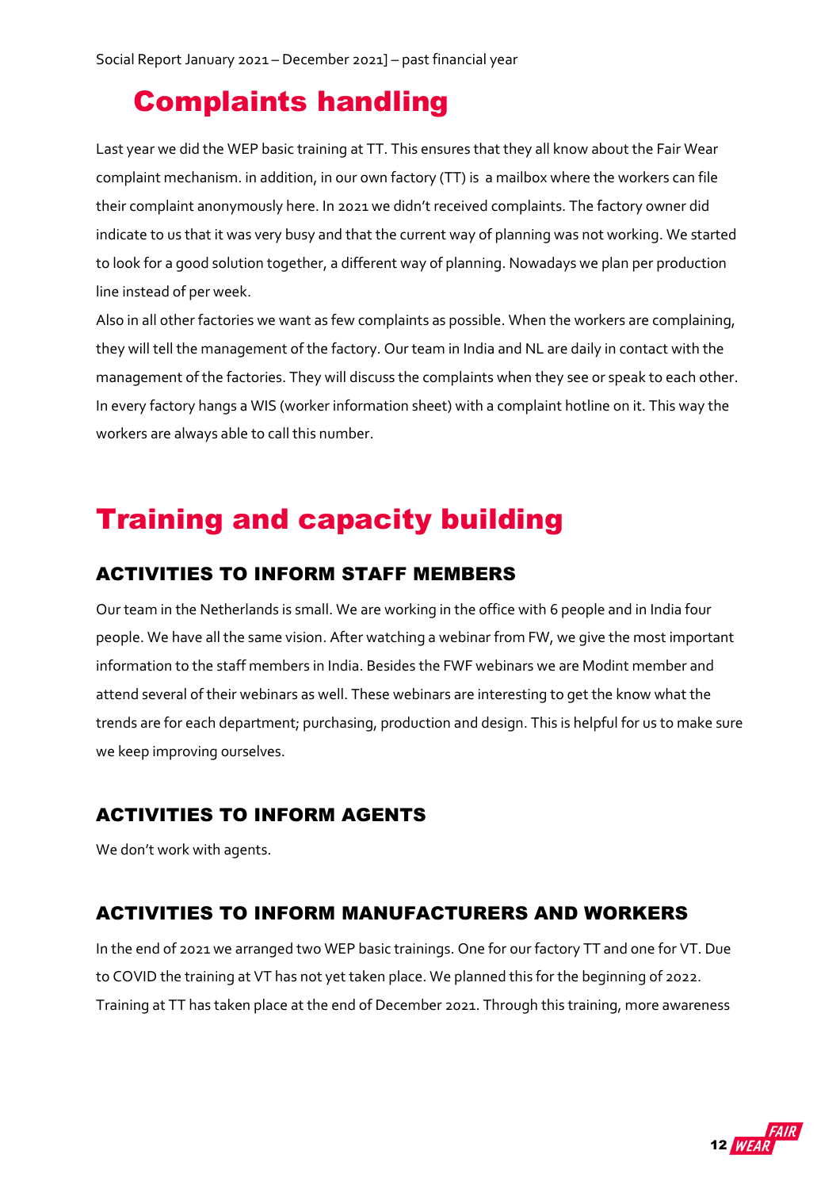# Complaints handling

Last year we did the WEP basic training at TT. This ensures that they all know about the Fair Wear complaint mechanism. in addition, in our own factory (TT) is a mailbox where the workers can file their complaint anonymously here. In 2021 we didn't received complaints. The factory owner did indicate to us that it was very busy and that the current way of planning was not working. We started to look for a good solution together, a different way of planning. Nowadays we plan per production line instead of per week.

Also in all other factories we want as few complaints as possible. When the workers are complaining, they will tell the management of the factory. Our team in India and NL are daily in contact with the management of the factories. They will discuss the complaints when they see or speak to each other. In every factory hangs a WIS (worker information sheet) with a complaint hotline on it. This way the workers are always able to call this number.

# Training and capacity building

## ACTIVITIES TO INFORM STAFF MEMBERS

Our team in the Netherlands is small. We are working in the office with 6 people and in India four people. We have all the same vision. After watching a webinar from FW, we give the most important information to the staff members in India. Besides the FWF webinars we are Modint member and attend several of their webinars as well. These webinars are interesting to get the know what the trends are for each department; purchasing, production and design. This is helpful for us to make sure we keep improving ourselves.

## ACTIVITIES TO INFORM AGENTS

We don't work with agents.

## ACTIVITIES TO INFORM MANUFACTURERS AND WORKERS

In the end of 2021 we arranged two WEP basic trainings. One for our factory TT and one for VT. Due to COVID the training at VT has not yet taken place. We planned this for the beginning of 2022. Training at TT has taken place at the end of December 2021. Through this training, more awareness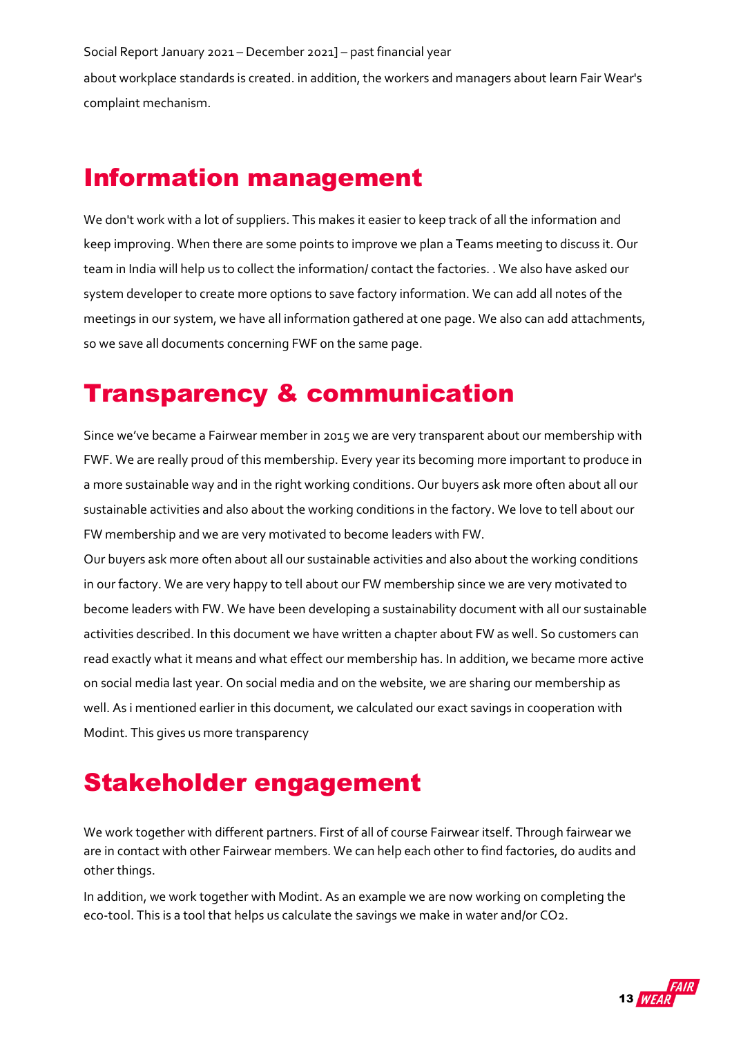about workplace standards is created. in addition, the workers and managers about learn Fair Wear's complaint mechanism.

# Information management

We don't work with a lot of suppliers. This makes it easier to keep track of all the information and keep improving. When there are some points to improve we plan a Teams meeting to discuss it. Our team in India will help us to collect the information/ contact the factories. . We also have asked our system developer to create more options to save factory information. We can add all notes of the meetings in our system, we have all information gathered at one page. We also can add attachments, so we save all documents concerning FWF on the same page.

# Transparency & communication

Since we've became a Fairwear member in 2015 we are very transparent about our membership with FWF. We are really proud of this membership. Every year its becoming more important to produce in a more sustainable way and in the right working conditions. Our buyers ask more often about all our sustainable activities and also about the working conditions in the factory. We love to tell about our FW membership and we are very motivated to become leaders with FW.

Our buyers ask more often about all our sustainable activities and also about the working conditions in our factory. We are very happy to tell about our FW membership since we are very motivated to become leaders with FW. We have been developing a sustainability document with all our sustainable activities described. In this document we have written a chapter about FW as well. So customers can read exactly what it means and what effect our membership has. In addition, we became more active on social media last year. On social media and on the website, we are sharing our membership as well. As i mentioned earlier in this document, we calculated our exact savings in cooperation with Modint. This gives us more transparency

# Stakeholder engagement

We work together with different partners. First of all of course Fairwear itself. Through fairwear we are in contact with other Fairwear members. We can help each other to find factories, do audits and other things.

In addition, we work together with Modint. As an example we are now working on completing the eco-tool. This is a tool that helps us calculate the savings we make in water and/or $CO_2$.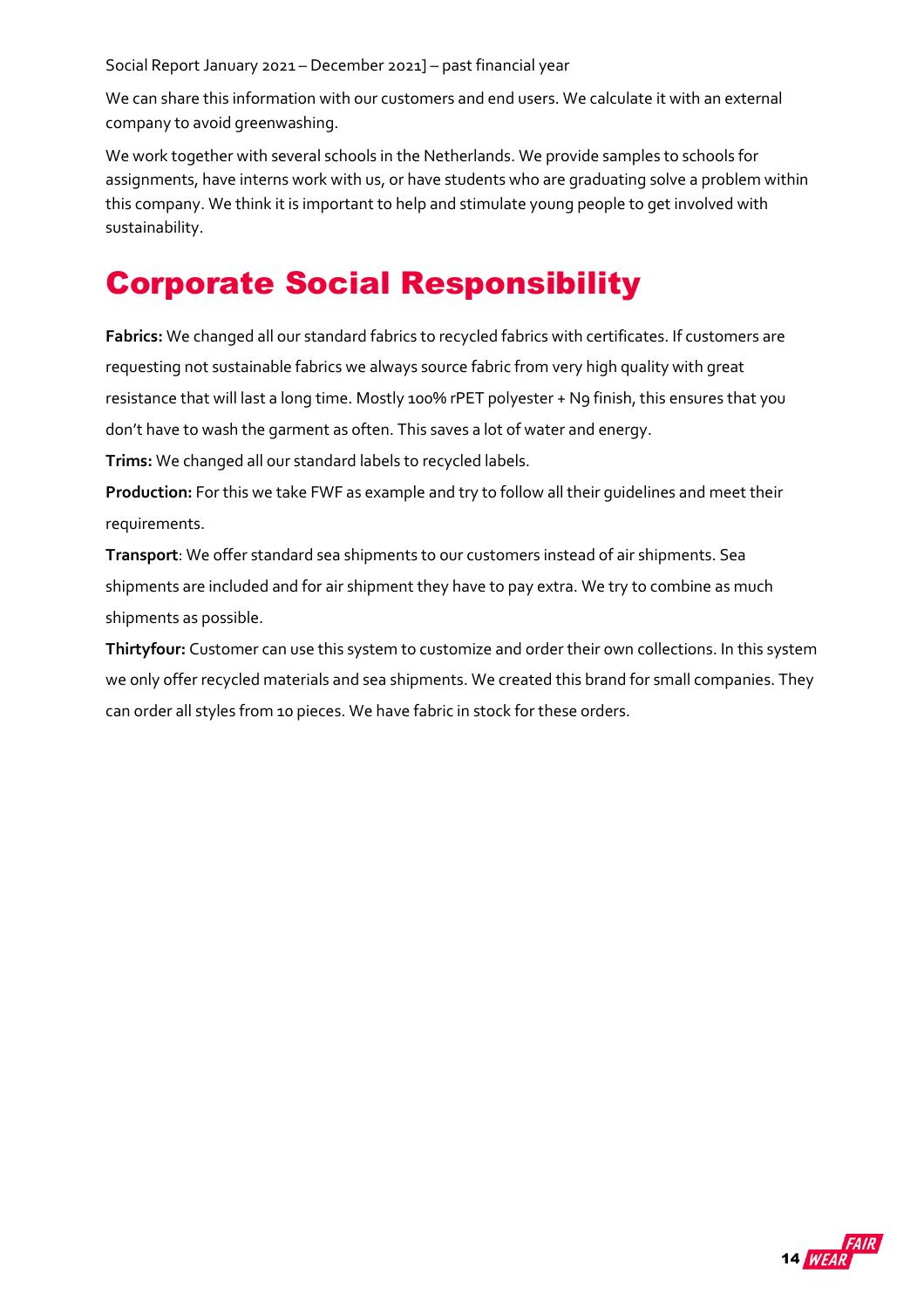We can share this information with our customers and end users. We calculate it with an external company to avoid greenwashing.

We work together with several schools in the Netherlands. We provide samples to schools for assignments, have interns work with us, or have students who are graduating solve a problem within this company. We think it is important to help and stimulate young people to get involved with sustainability.

# Corporate Social Responsibility

**Fabrics:** We changed all our standard fabrics to recycled fabrics with certificates. If customers are requesting not sustainable fabrics we always source fabric from very high quality with great resistance that will last a long time. Mostly 100% rPET polyester + N9 finish, this ensures that you don't have to wash the garment as often. This saves a lot of water and energy.

**Trims:** We changed all our standard labels to recycled labels.

**Production:** For this we take FWF as example and try to follow all their guidelines and meet their requirements.

**Transport**: We offer standard sea shipments to our customers instead of air shipments. Sea shipments are included and for air shipment they have to pay extra. We try to combine as much shipments as possible.

**Thirtyfour:** Customer can use this system to customize and order their own collections. In this system we only offer recycled materials and sea shipments. We created this brand for small companies. They can order all styles from 10 pieces. We have fabric in stock for these orders.